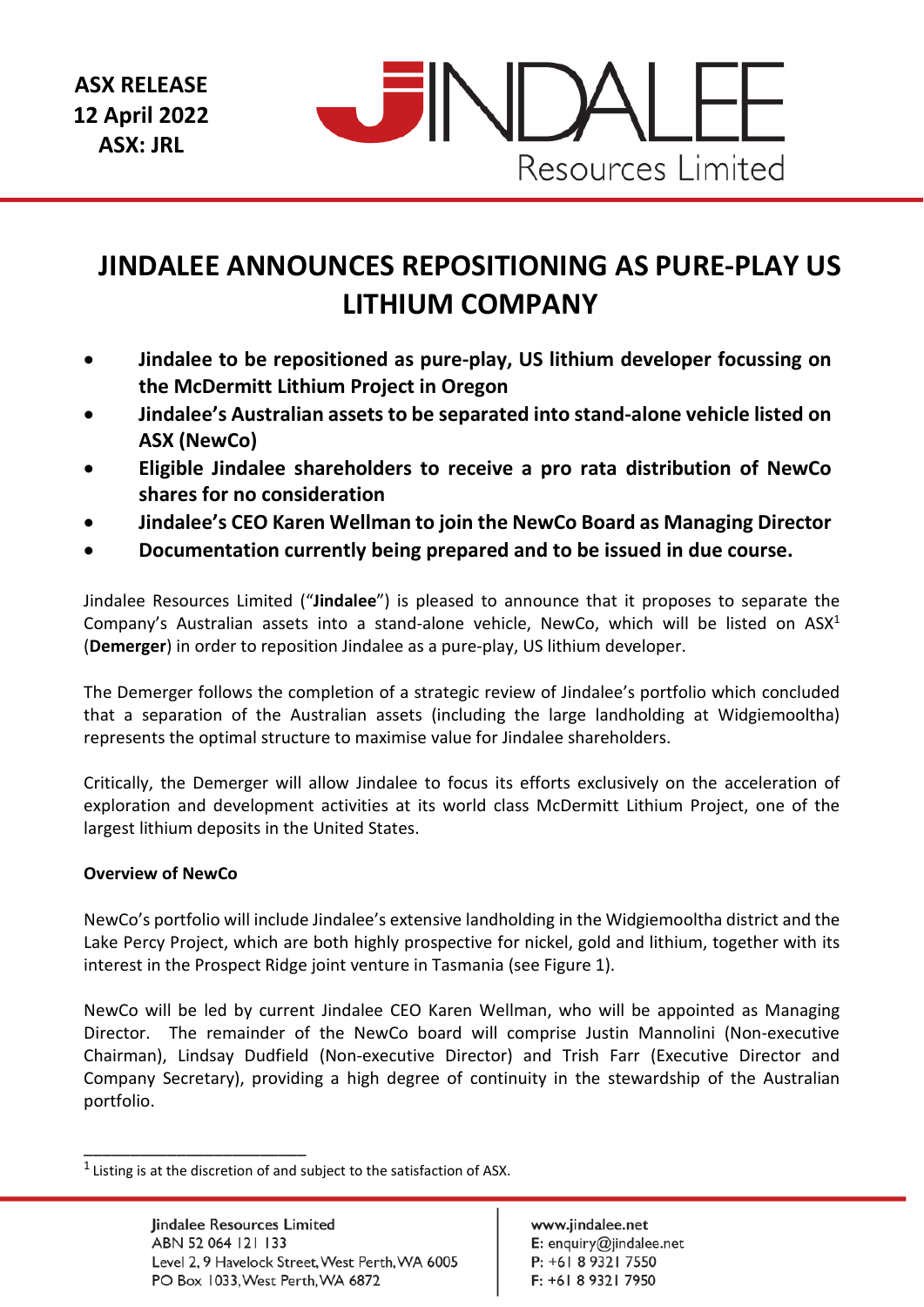ASX RELEASE
12 April 2022
ASX: JRL

# JINDALEE ANNOUNCES REPOSITIONING AS PURE-PLAY US LITHIUM COMPANY

- **Jindalee to be repositioned as pure-play, US lithium developer focussing on the McDermitt Lithium Project in Oregon**
- **Jindalee's Australian assets to be separated into stand-alone vehicle listed on ASX (NewCo)**
- **Eligible Jindalee shareholders to receive a pro rata distribution of NewCo shares for no consideration**
- **Jindalee's CEO Karen Wellman to join the NewCo Board as Managing Director**
- **Documentation currently being prepared and to be issued in due course.**

Jindalee Resources Limited ("**Jindalee**") is pleased to announce that it proposes to separate the Company's Australian assets into a stand-alone vehicle, NewCo, which will be listed on ASX[1] (**Demerger**) in order to reposition Jindalee as a pure-play, US lithium developer.

The Demerger follows the completion of a strategic review of Jindalee's portfolio which concluded that a separation of the Australian assets (including the large landholding at Widgiemooltha) represents the optimal structure to maximise value for Jindalee shareholders.

Critically, the Demerger will allow Jindalee to focus its efforts exclusively on the acceleration of exploration and development activities at its world class McDermitt Lithium Project, one of the largest lithium deposits in the United States.

**Overview of NewCo**

NewCo's portfolio will include Jindalee's extensive landholding in the Widgiemooltha district and the Lake Percy Project, which are both highly prospective for nickel, gold and lithium, together with its interest in the Prospect Ridge joint venture in Tasmania (see Figure 1).

NewCo will be led by current Jindalee CEO Karen Wellman, who will be appointed as Managing Director. The remainder of the NewCo board will comprise Justin Mannolini (Non-executive Chairman), Lindsay Dudfield (Non-executive Director) and Trish Farr (Executive Director and Company Secretary), providing a high degree of continuity in the stewardship of the Australian portfolio.

---

[1] Listing is at the discretion of and subject to the satisfaction of ASX.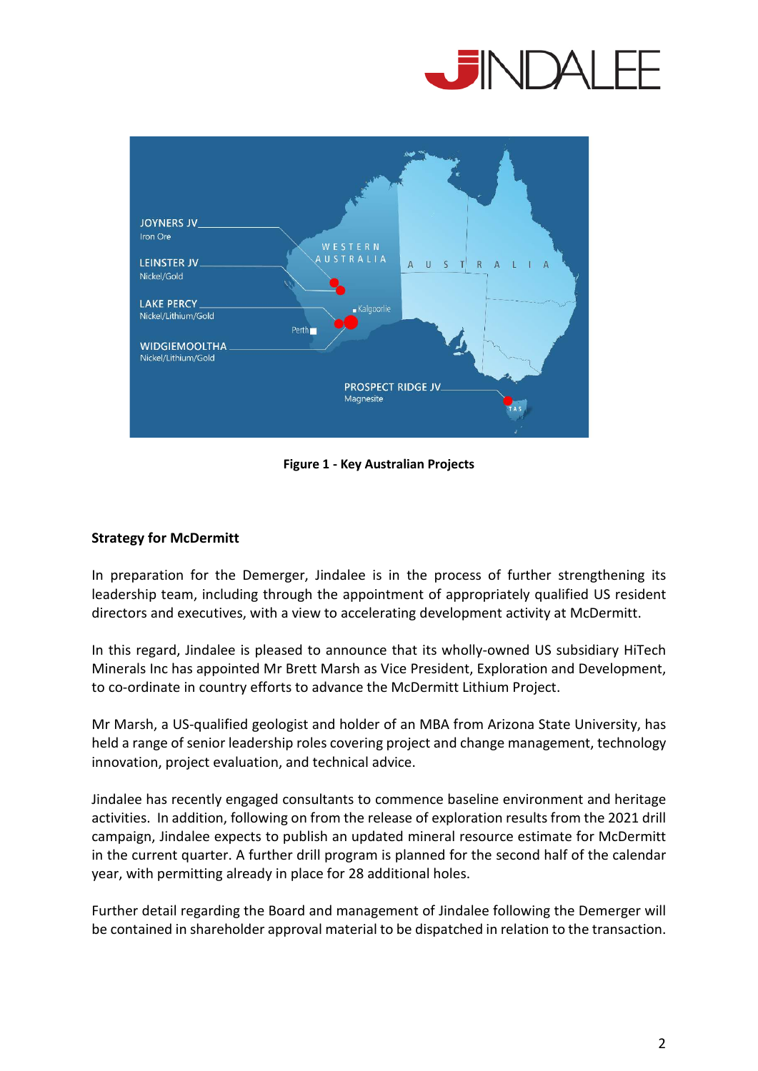Figure 1 - Key Australian Projects

**Strategy for McDermitt**

In preparation for the Demerger, Jindalee is in the process of further strengthening its leadership team, including through the appointment of appropriately qualified US resident directors and executives, with a view to accelerating development activity at McDermitt.

In this regard, Jindalee is pleased to announce that its wholly-owned US subsidiary HiTech Minerals Inc has appointed Mr Brett Marsh as Vice President, Exploration and Development, to co-ordinate in country efforts to advance the McDermitt Lithium Project.

Mr Marsh, a US-qualified geologist and holder of an MBA from Arizona State University, has held a range of senior leadership roles covering project and change management, technology innovation, project evaluation, and technical advice.

Jindalee has recently engaged consultants to commence baseline environment and heritage activities. In addition, following on from the release of exploration results from the 2021 drill campaign, Jindalee expects to publish an updated mineral resource estimate for McDermitt in the current quarter. A further drill program is planned for the second half of the calendar year, with permitting already in place for 28 additional holes.

Further detail regarding the Board and management of Jindalee following the Demerger will be contained in shareholder approval material to be dispatched in relation to the transaction.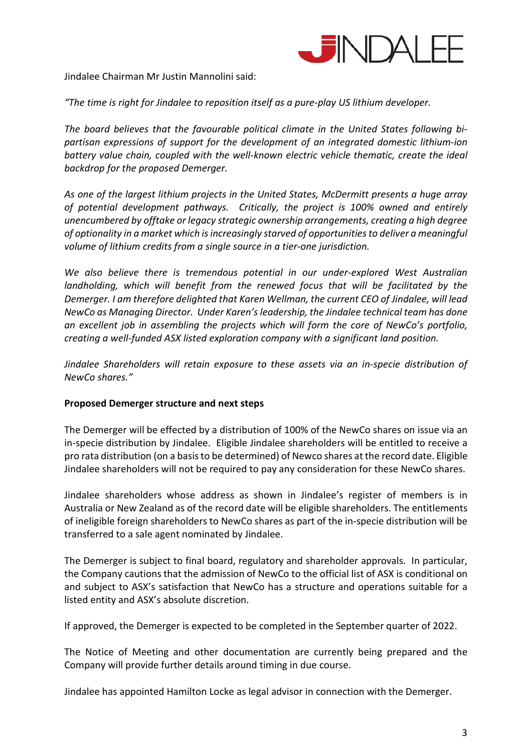Jindalee Chairman Mr Justin Mannolini said:

*"The time is right for Jindalee to reposition itself as a pure-play US lithium developer.*

*The board believes that the favourable political climate in the United States following bi-partisan expressions of support for the development of an integrated domestic lithium-ion battery value chain, coupled with the well-known electric vehicle thematic, create the ideal backdrop for the proposed Demerger.*

*As one of the largest lithium projects in the United States, McDermitt presents a huge array of potential development pathways. Critically, the project is 100% owned and entirely unencumbered by offtake or legacy strategic ownership arrangements, creating a high degree of optionality in a market which is increasingly starved of opportunities to deliver a meaningful volume of lithium credits from a single source in a tier-one jurisdiction.*

*We also believe there is tremendous potential in our under-explored West Australian landholding, which will benefit from the renewed focus that will be facilitated by the Demerger. I am therefore delighted that Karen Wellman, the current CEO of Jindalee, will lead NewCo as Managing Director. Under Karen's leadership, the Jindalee technical team has done an excellent job in assembling the projects which will form the core of NewCo's portfolio, creating a well-funded ASX listed exploration company with a significant land position.*

*Jindalee Shareholders will retain exposure to these assets via an in-specie distribution of NewCo shares."*

**Proposed Demerger structure and next steps**

The Demerger will be effected by a distribution of 100% of the NewCo shares on issue via an in-specie distribution by Jindalee. Eligible Jindalee shareholders will be entitled to receive a pro rata distribution (on a basis to be determined) of Newco shares at the record date. Eligible Jindalee shareholders will not be required to pay any consideration for these NewCo shares.

Jindalee shareholders whose address as shown in Jindalee's register of members is in Australia or New Zealand as of the record date will be eligible shareholders. The entitlements of ineligible foreign shareholders to NewCo shares as part of the in-specie distribution will be transferred to a sale agent nominated by Jindalee.

The Demerger is subject to final board, regulatory and shareholder approvals. In particular, the Company cautions that the admission of NewCo to the official list of ASX is conditional on and subject to ASX's satisfaction that NewCo has a structure and operations suitable for a listed entity and ASX's absolute discretion.

If approved, the Demerger is expected to be completed in the September quarter of 2022.

The Notice of Meeting and other documentation are currently being prepared and the Company will provide further details around timing in due course.

Jindalee has appointed Hamilton Locke as legal advisor in connection with the Demerger.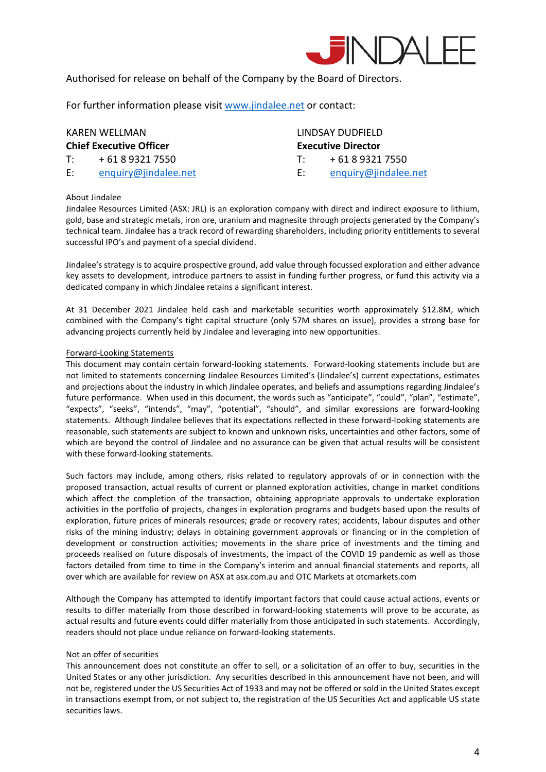Authorised for release on behalf of the Company by the Board of Directors.

For further information please visit www.jindalee.net or contact:

KAREN WELLMAN
**Chief Executive Officer**
T: + 61 8 9321 7550
E: enquiry@jindalee.net

LINDSAY DUDFIELD
**Executive Director**
T: + 61 8 9321 7550
E: enquiry@jindalee.net

About Jindalee

Jindalee Resources Limited (ASX: JRL) is an exploration company with direct and indirect exposure to lithium, gold, base and strategic metals, iron ore, uranium and magnesite through projects generated by the Company's technical team. Jindalee has a track record of rewarding shareholders, including priority entitlements to several successful IPO's and payment of a special dividend.

Jindalee's strategy is to acquire prospective ground, add value through focussed exploration and either advance key assets to development, introduce partners to assist in funding further progress, or fund this activity via a dedicated company in which Jindalee retains a significant interest.

At 31 December 2021 Jindalee held cash and marketable securities worth approximately $12.8M, which combined with the Company's tight capital structure (only 57M shares on issue), provides a strong base for advancing projects currently held by Jindalee and leveraging into new opportunities.

Forward-Looking Statements

This document may contain certain forward-looking statements. Forward-looking statements include but are not limited to statements concerning Jindalee Resources Limited's (Jindalee's) current expectations, estimates and projections about the industry in which Jindalee operates, and beliefs and assumptions regarding Jindalee's future performance. When used in this document, the words such as "anticipate", "could", "plan", "estimate", "expects", "seeks", "intends", "may", "potential", "should", and similar expressions are forward-looking statements. Although Jindalee believes that its expectations reflected in these forward-looking statements are reasonable, such statements are subject to known and unknown risks, uncertainties and other factors, some of which are beyond the control of Jindalee and no assurance can be given that actual results will be consistent with these forward-looking statements.

Such factors may include, among others, risks related to regulatory approvals of or in connection with the proposed transaction, actual results of current or planned exploration activities, change in market conditions which affect the completion of the transaction, obtaining appropriate approvals to undertake exploration activities in the portfolio of projects, changes in exploration programs and budgets based upon the results of exploration, future prices of minerals resources; grade or recovery rates; accidents, labour disputes and other risks of the mining industry; delays in obtaining government approvals or financing or in the completion of development or construction activities; movements in the share price of investments and the timing and proceeds realised on future disposals of investments, the impact of the COVID 19 pandemic as well as those factors detailed from time to time in the Company's interim and annual financial statements and reports, all over which are available for review on ASX at asx.com.au and OTC Markets at otcmarkets.com

Although the Company has attempted to identify important factors that could cause actual actions, events or results to differ materially from those described in forward-looking statements will prove to be accurate, as actual results and future events could differ materially from those anticipated in such statements. Accordingly, readers should not place undue reliance on forward-looking statements.

Not an offer of securities

This announcement does not constitute an offer to sell, or a solicitation of an offer to buy, securities in the United States or any other jurisdiction. Any securities described in this announcement have not been, and will not be, registered under the US Securities Act of 1933 and may not be offered or sold in the United States except in transactions exempt from, or not subject to, the registration of the US Securities Act and applicable US state securities laws.